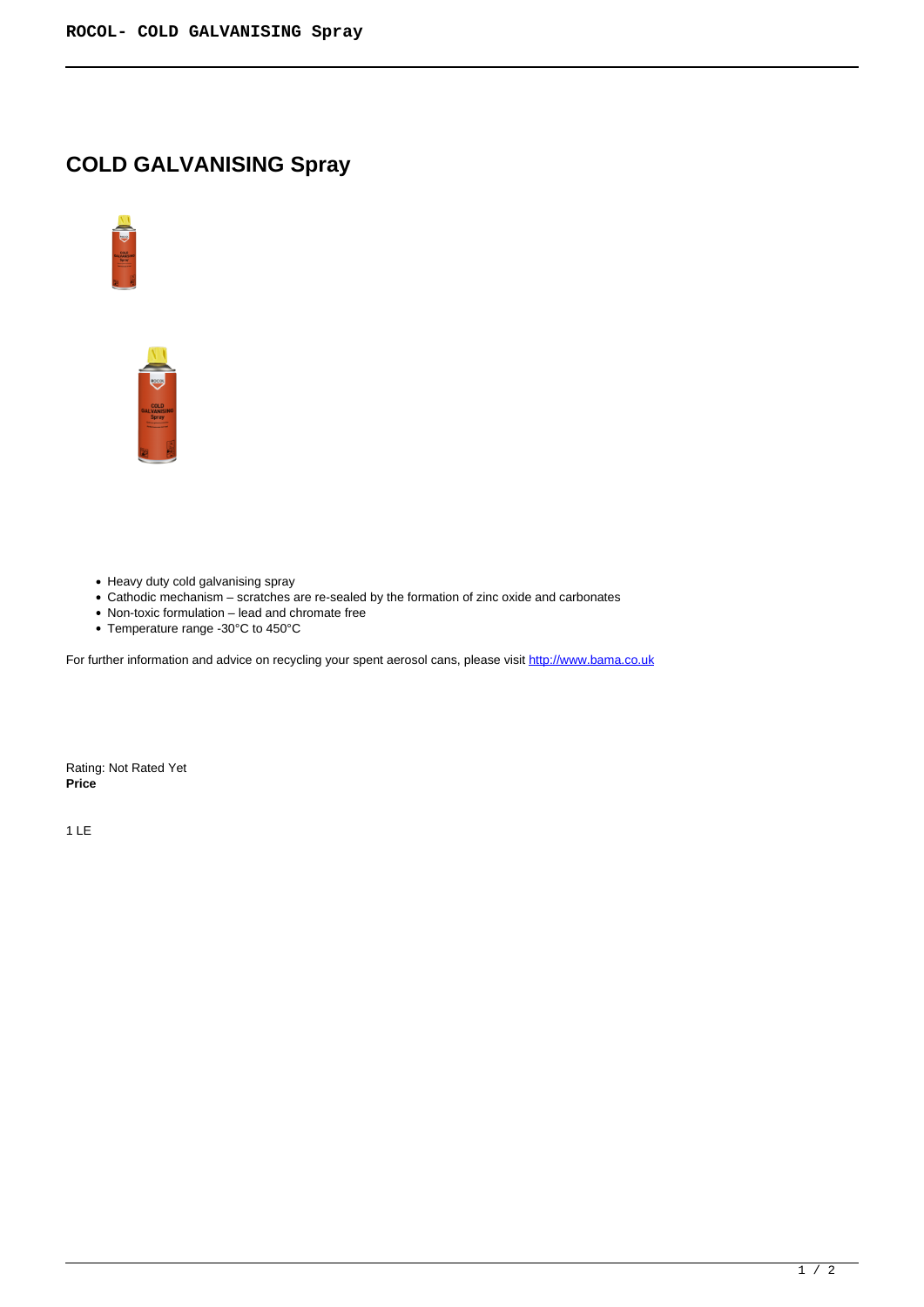# COLD GALVANISING Spray

- Heavy duty cold galvanising spray
- Cathodic mechanism – scratches are re-sealed by the formation of zinc oxide and carbonates
- Non-toxic formulation – lead and chromate free
- Temperature range -30°C to 450°C

For further information and advice on recycling your spent aerosol cans, please visit [http://www.bama.co.uk](http://www.bama.co.uk)

Rating: Not Rated Yet
**Price**

1 LE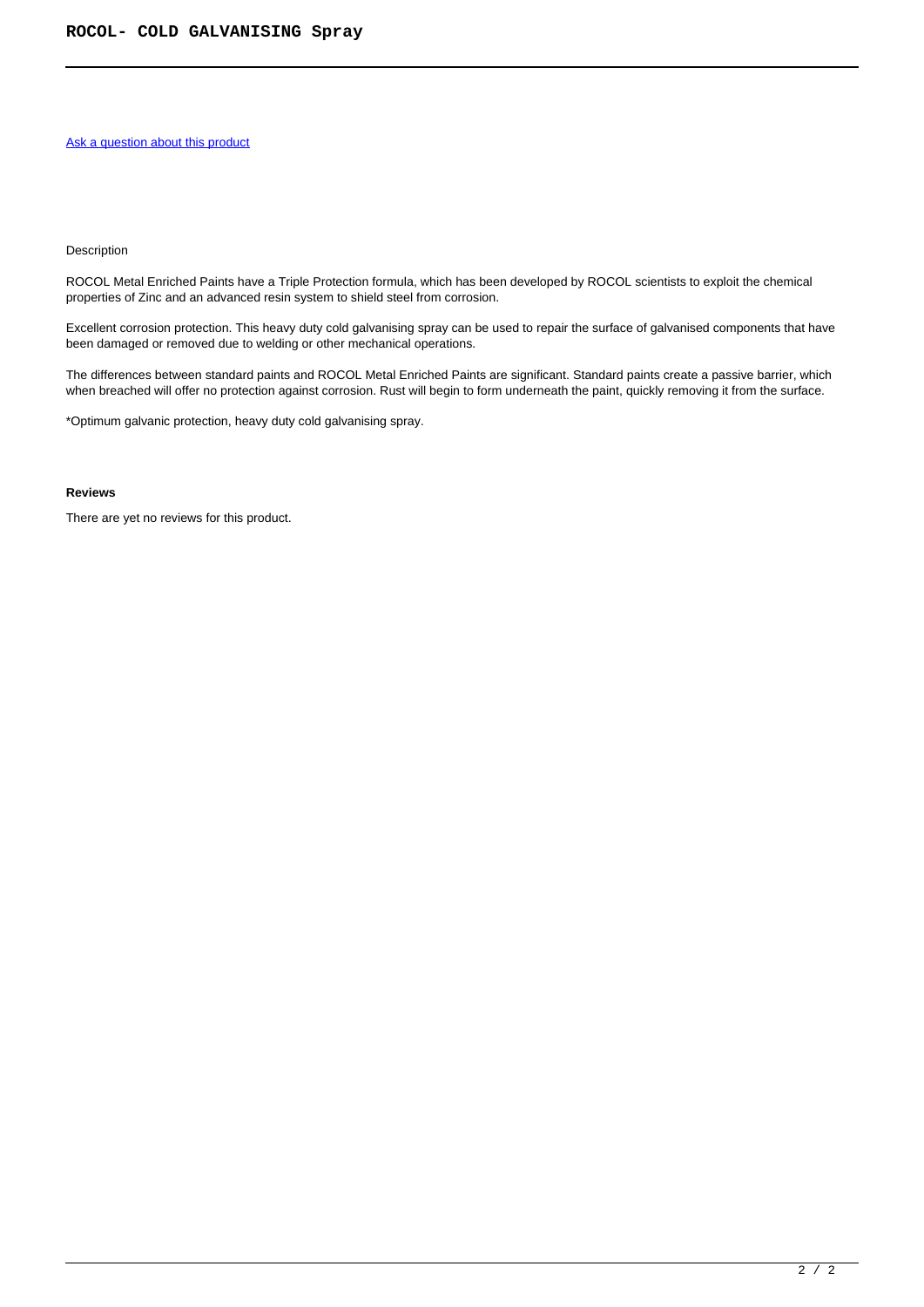# ROCOL- COLD GALVANISING Spray

[Ask a question about this product]

Description

ROCOL Metal Enriched Paints have a Triple Protection formula, which has been developed by ROCOL scientists to exploit the chemical properties of Zinc and an advanced resin system to shield steel from corrosion.

Excellent corrosion protection. This heavy duty cold galvanising spray can be used to repair the surface of galvanised components that have been damaged or removed due to welding or other mechanical operations.

The differences between standard paints and ROCOL Metal Enriched Paints are significant. Standard paints create a passive barrier, which when breached will offer no protection against corrosion. Rust will begin to form underneath the paint, quickly removing it from the surface.

*Optimum galvanic protection, heavy duty cold galvanising spray.

**Reviews**

There are yet no reviews for this product.